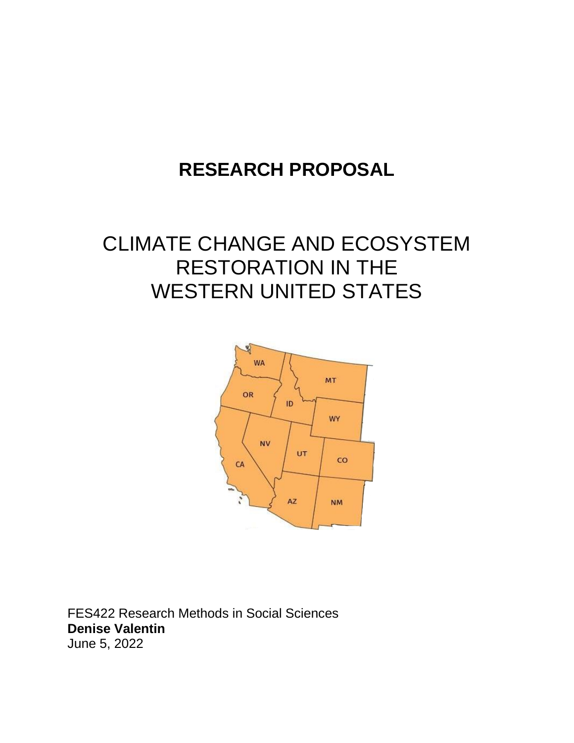# RESEARCH PROPOSAL

## CLIMATE CHANGE AND ECOSYSTEM RESTORATION IN THE WESTERN UNITED STATES

FES422 Research Methods in Social Sciences
**Denise Valentin**
June 5, 2022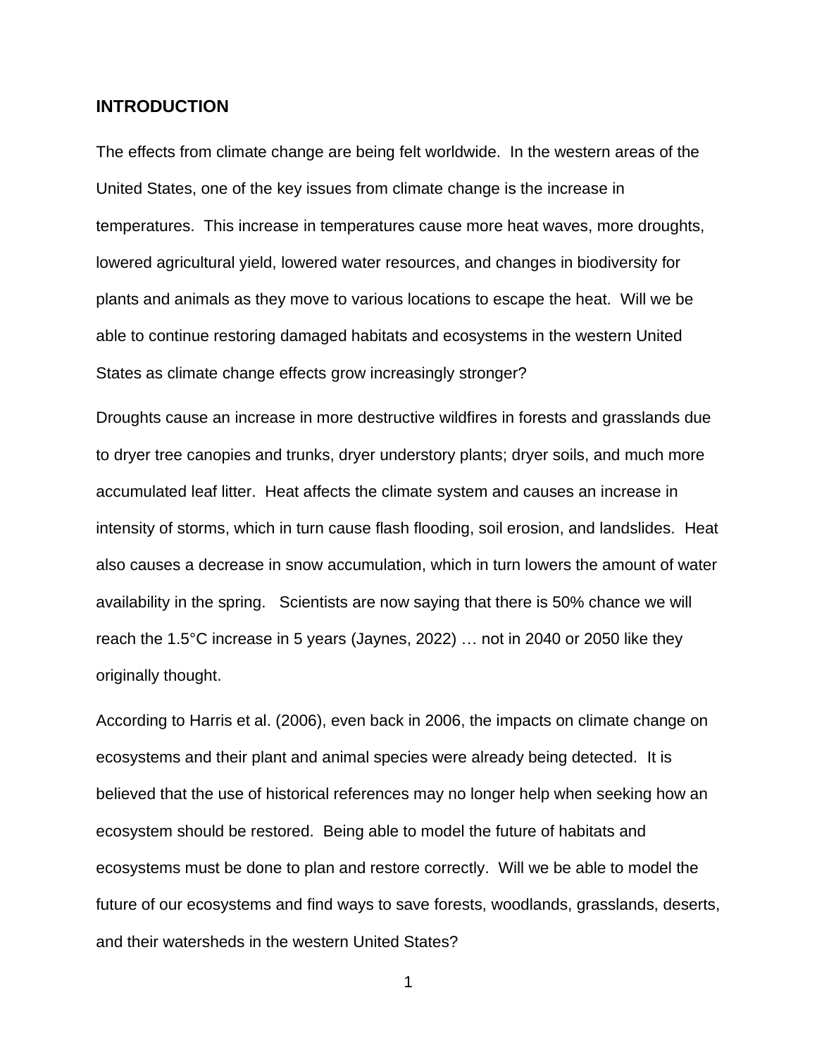## INTRODUCTION

The effects from climate change are being felt worldwide. In the western areas of the United States, one of the key issues from climate change is the increase in temperatures. This increase in temperatures cause more heat waves, more droughts, lowered agricultural yield, lowered water resources, and changes in biodiversity for plants and animals as they move to various locations to escape the heat. Will we be able to continue restoring damaged habitats and ecosystems in the western United States as climate change effects grow increasingly stronger?

Droughts cause an increase in more destructive wildfires in forests and grasslands due to dryer tree canopies and trunks, dryer understory plants; dryer soils, and much more accumulated leaf litter. Heat affects the climate system and causes an increase in intensity of storms, which in turn cause flash flooding, soil erosion, and landslides. Heat also causes a decrease in snow accumulation, which in turn lowers the amount of water availability in the spring. Scientists are now saying that there is 50% chance we will reach the 1.5°C increase in 5 years (Jaynes, 2022) … not in 2040 or 2050 like they originally thought.

According to Harris et al. (2006), even back in 2006, the impacts on climate change on ecosystems and their plant and animal species were already being detected. It is believed that the use of historical references may no longer help when seeking how an ecosystem should be restored. Being able to model the future of habitats and ecosystems must be done to plan and restore correctly. Will we be able to model the future of our ecosystems and find ways to save forests, woodlands, grasslands, deserts, and their watersheds in the western United States?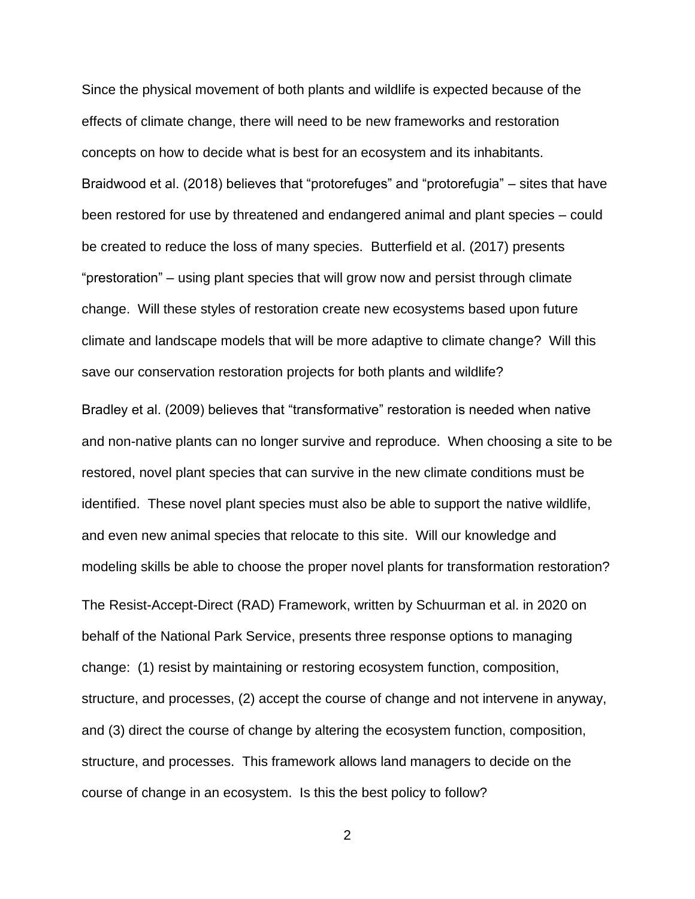Since the physical movement of both plants and wildlife is expected because of the effects of climate change, there will need to be new frameworks and restoration concepts on how to decide what is best for an ecosystem and its inhabitants. Braidwood et al. (2018) believes that "protorefuges" and "protorefugia" – sites that have been restored for use by threatened and endangered animal and plant species – could be created to reduce the loss of many species. Butterfield et al. (2017) presents "prestoration" – using plant species that will grow now and persist through climate change. Will these styles of restoration create new ecosystems based upon future climate and landscape models that will be more adaptive to climate change? Will this save our conservation restoration projects for both plants and wildlife?

Bradley et al. (2009) believes that "transformative" restoration is needed when native and non-native plants can no longer survive and reproduce. When choosing a site to be restored, novel plant species that can survive in the new climate conditions must be identified. These novel plant species must also be able to support the native wildlife, and even new animal species that relocate to this site. Will our knowledge and modeling skills be able to choose the proper novel plants for transformation restoration?

The Resist-Accept-Direct (RAD) Framework, written by Schuurman et al. in 2020 on behalf of the National Park Service, presents three response options to managing change: (1) resist by maintaining or restoring ecosystem function, composition, structure, and processes, (2) accept the course of change and not intervene in anyway, and (3) direct the course of change by altering the ecosystem function, composition, structure, and processes. This framework allows land managers to decide on the course of change in an ecosystem. Is this the best policy to follow?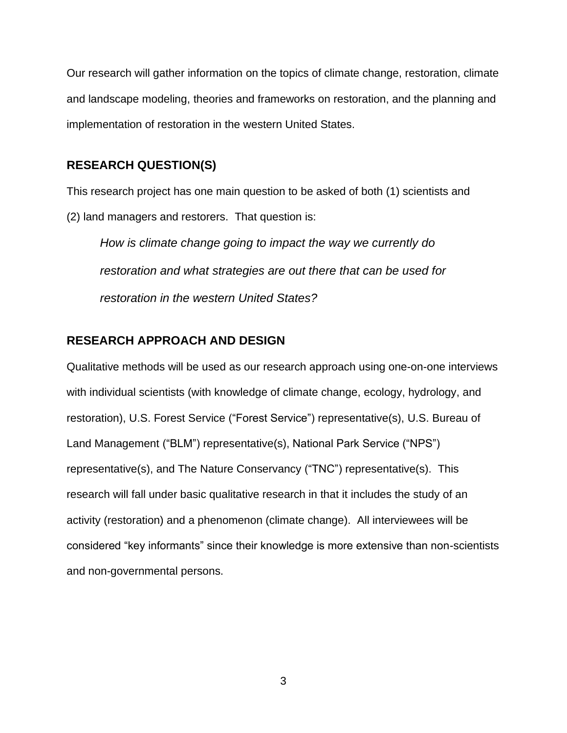Our research will gather information on the topics of climate change, restoration, climate and landscape modeling, theories and frameworks on restoration, and the planning and implementation of restoration in the western United States.

## RESEARCH QUESTION(S)

This research project has one main question to be asked of both (1) scientists and (2) land managers and restorers. That question is:

> *How is climate change going to impact the way we currently do restoration and what strategies are out there that can be used for restoration in the western United States?*

## RESEARCH APPROACH AND DESIGN

Qualitative methods will be used as our research approach using one-on-one interviews with individual scientists (with knowledge of climate change, ecology, hydrology, and restoration), U.S. Forest Service ("Forest Service") representative(s), U.S. Bureau of Land Management ("BLM") representative(s), National Park Service ("NPS") representative(s), and The Nature Conservancy ("TNC") representative(s). This research will fall under basic qualitative research in that it includes the study of an activity (restoration) and a phenomenon (climate change). All interviewees will be considered "key informants" since their knowledge is more extensive than non-scientists and non-governmental persons.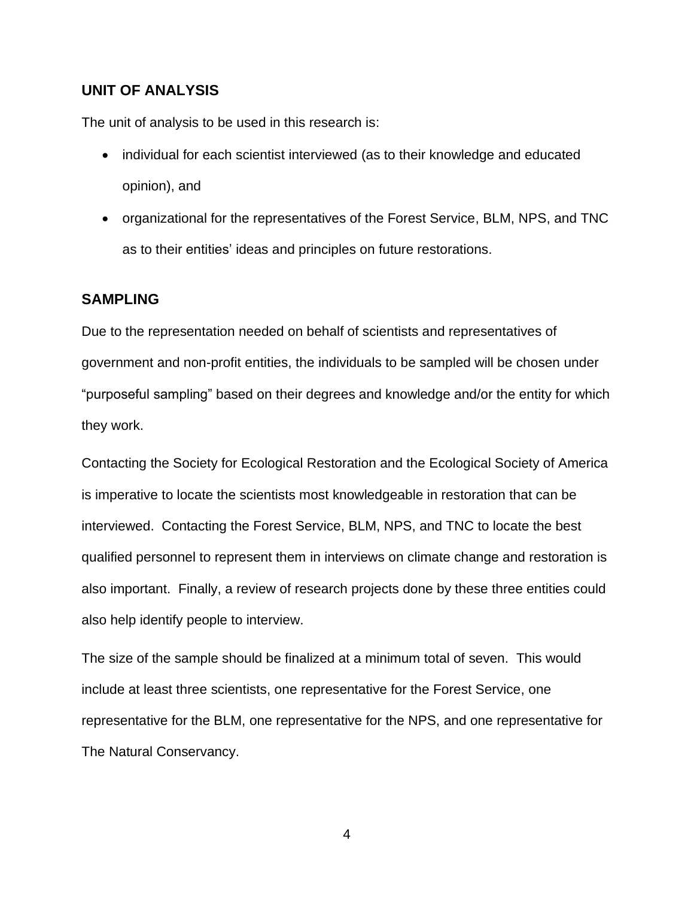## UNIT OF ANALYSIS

The unit of analysis to be used in this research is:

- individual for each scientist interviewed (as to their knowledge and educated opinion), and
- organizational for the representatives of the Forest Service, BLM, NPS, and TNC as to their entities' ideas and principles on future restorations.

## SAMPLING

Due to the representation needed on behalf of scientists and representatives of government and non-profit entities, the individuals to be sampled will be chosen under "purposeful sampling" based on their degrees and knowledge and/or the entity for which they work.

Contacting the Society for Ecological Restoration and the Ecological Society of America is imperative to locate the scientists most knowledgeable in restoration that can be interviewed. Contacting the Forest Service, BLM, NPS, and TNC to locate the best qualified personnel to represent them in interviews on climate change and restoration is also important. Finally, a review of research projects done by these three entities could also help identify people to interview.

The size of the sample should be finalized at a minimum total of seven. This would include at least three scientists, one representative for the Forest Service, one representative for the BLM, one representative for the NPS, and one representative for The Natural Conservancy.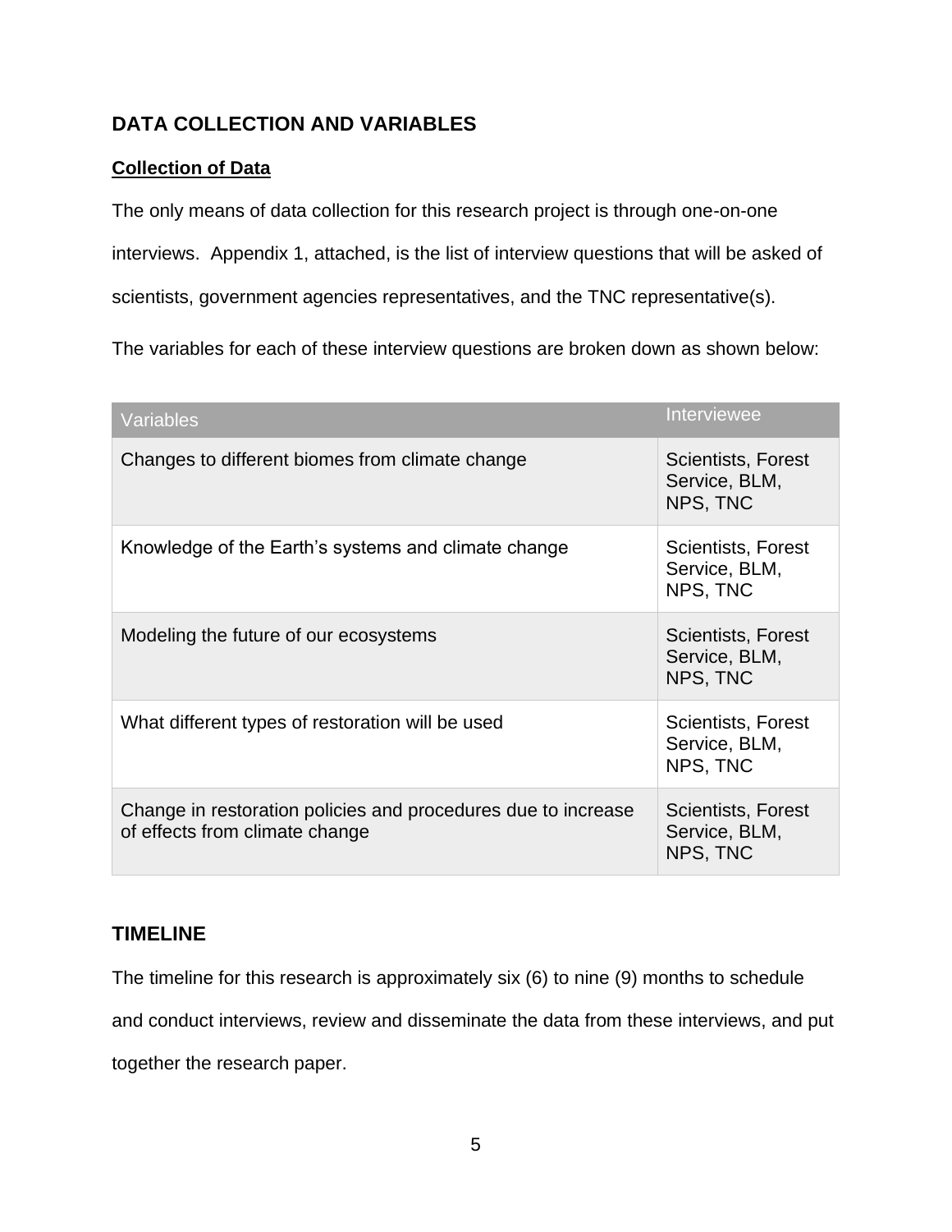## DATA COLLECTION AND VARIABLES

### Collection of Data

The only means of data collection for this research project is through one-on-one interviews. Appendix 1, attached, is the list of interview questions that will be asked of scientists, government agencies representatives, and the TNC representative(s).

The variables for each of these interview questions are broken down as shown below:

| Variables | Interviewee |
|---|---|
| Changes to different biomes from climate change | Scientists, Forest Service, BLM, NPS, TNC |
| Knowledge of the Earth's systems and climate change | Scientists, Forest Service, BLM, NPS, TNC |
| Modeling the future of our ecosystems | Scientists, Forest Service, BLM, NPS, TNC |
| What different types of restoration will be used | Scientists, Forest Service, BLM, NPS, TNC |
| Change in restoration policies and procedures due to increase of effects from climate change | Scientists, Forest Service, BLM, NPS, TNC |

## TIMELINE

The timeline for this research is approximately six (6) to nine (9) months to schedule and conduct interviews, review and disseminate the data from these interviews, and put together the research paper.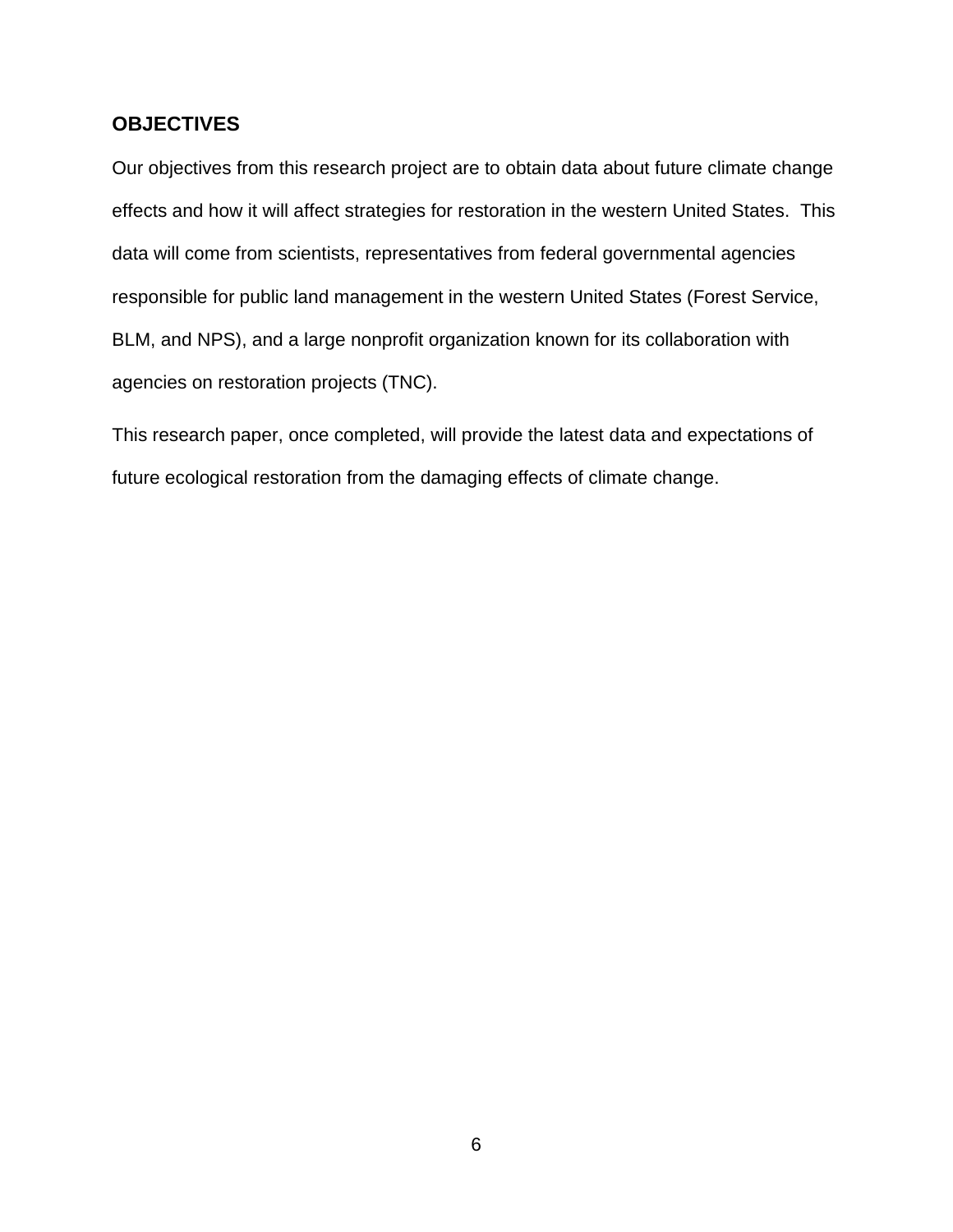## OBJECTIVES

Our objectives from this research project are to obtain data about future climate change effects and how it will affect strategies for restoration in the western United States. This data will come from scientists, representatives from federal governmental agencies responsible for public land management in the western United States (Forest Service, BLM, and NPS), and a large nonprofit organization known for its collaboration with agencies on restoration projects (TNC).

This research paper, once completed, will provide the latest data and expectations of future ecological restoration from the damaging effects of climate change.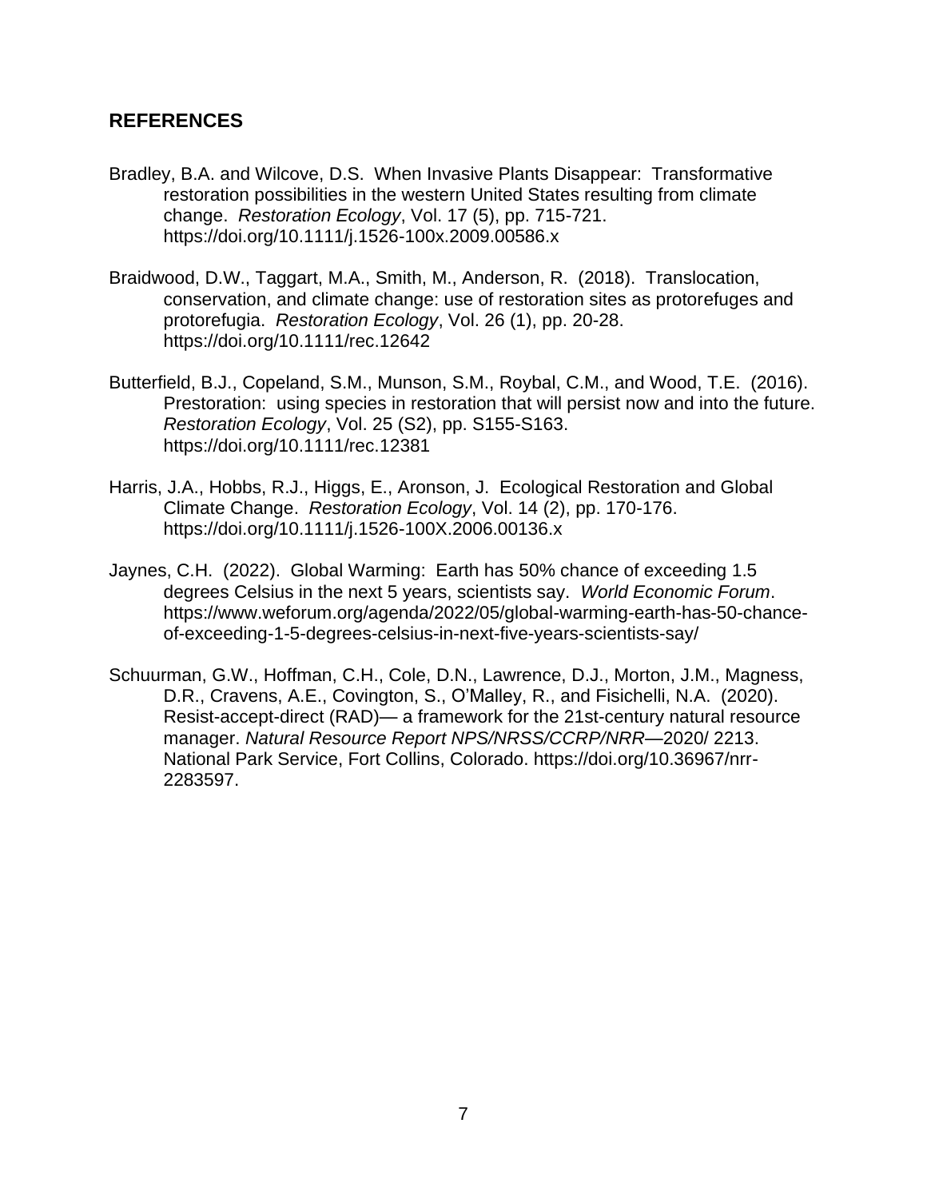## REFERENCES

Bradley, B.A. and Wilcove, D.S. When Invasive Plants Disappear: Transformative restoration possibilities in the western United States resulting from climate change. *Restoration Ecology*, Vol. 17 (5), pp. 715-721. https://doi.org/10.1111/j.1526-100x.2009.00586.x

Braidwood, D.W., Taggart, M.A., Smith, M., Anderson, R. (2018). Translocation, conservation, and climate change: use of restoration sites as protorefuges and protorefugia. *Restoration Ecology*, Vol. 26 (1), pp. 20-28. https://doi.org/10.1111/rec.12642

Butterfield, B.J., Copeland, S.M., Munson, S.M., Roybal, C.M., and Wood, T.E. (2016). Prestoration: using species in restoration that will persist now and into the future. *Restoration Ecology*, Vol. 25 (S2), pp. S155-S163. https://doi.org/10.1111/rec.12381

Harris, J.A., Hobbs, R.J., Higgs, E., Aronson, J. Ecological Restoration and Global Climate Change. *Restoration Ecology*, Vol. 14 (2), pp. 170-176. https://doi.org/10.1111/j.1526-100X.2006.00136.x

Jaynes, C.H. (2022). Global Warming: Earth has 50% chance of exceeding 1.5 degrees Celsius in the next 5 years, scientists say. *World Economic Forum*. https://www.weforum.org/agenda/2022/05/global-warming-earth-has-50-chance-of-exceeding-1-5-degrees-celsius-in-next-five-years-scientists-say/

Schuurman, G.W., Hoffman, C.H., Cole, D.N., Lawrence, D.J., Morton, J.M., Magness, D.R., Cravens, A.E., Covington, S., O'Malley, R., and Fisichelli, N.A. (2020). Resist-accept-direct (RAD)— a framework for the 21st-century natural resource manager. *Natural Resource Report NPS/NRSS/CCRP/NRR*—2020/ 2213. National Park Service, Fort Collins, Colorado. https://doi.org/10.36967/nrr-2283597.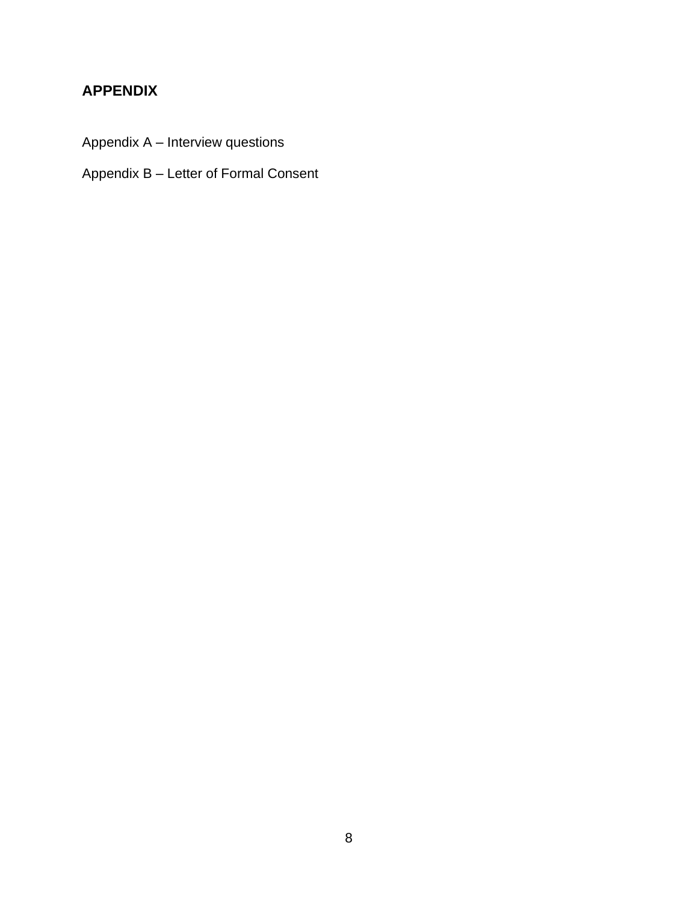## APPENDIX

Appendix A – Interview questions

Appendix B – Letter of Formal Consent